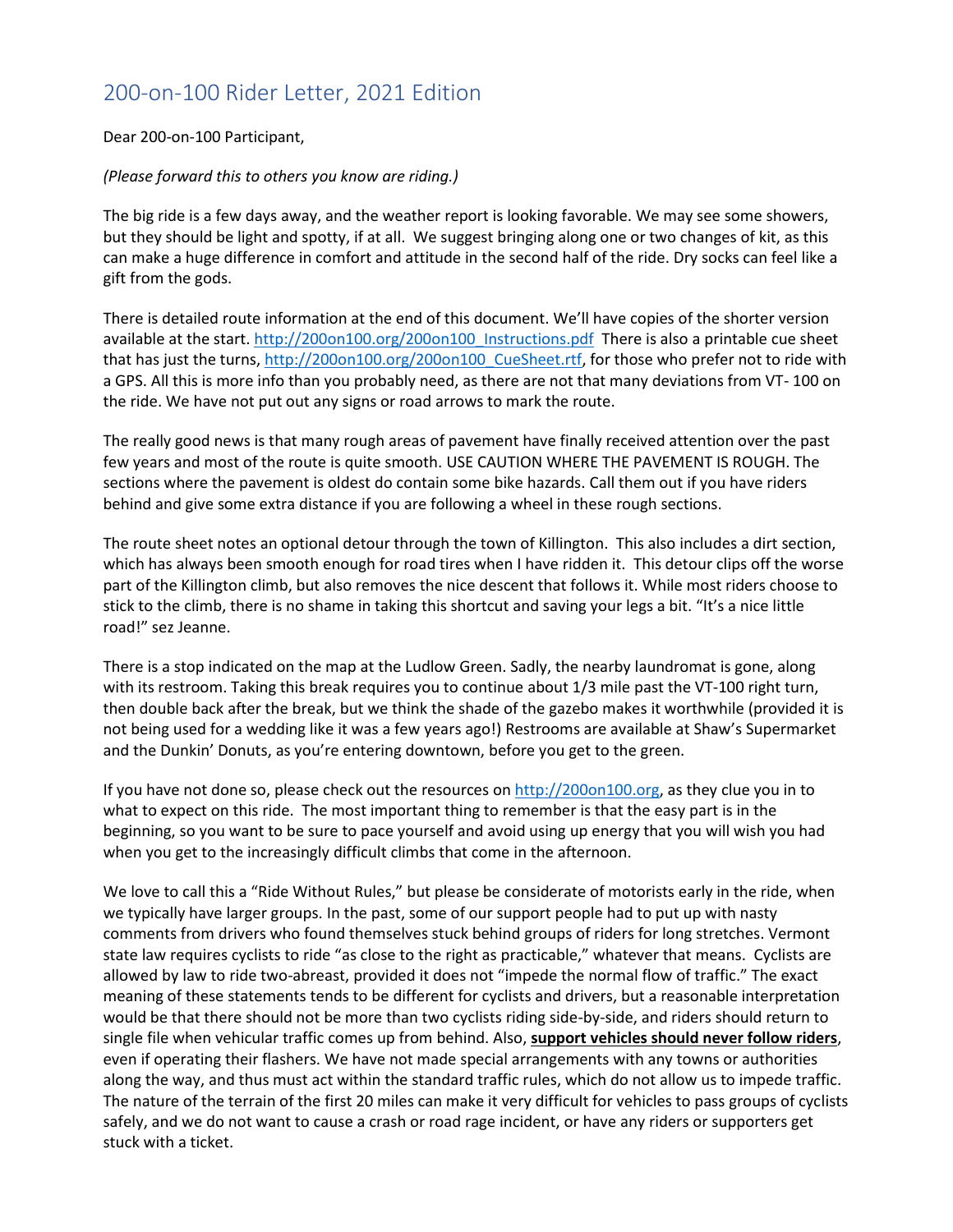# 200-on-100 Rider Letter, 2021 Edition

Dear 200-on-100 Participant,

*(Please forward this to others you know are riding.)*

The big ride is a few days away, and the weather report is looking favorable. We may see some showers, but they should be light and spotty, if at all. We suggest bringing along one or two changes of kit, as this can make a huge difference in comfort and attitude in the second half of the ride. Dry socks can feel like a gift from the gods.

There is detailed route information at the end of this document. We'll have copies of the shorter version available at the start. [http://200on100.org/200on100_Instructions.pdf](http://200on100.org/200on100_Instructions.pdf) There is also a printable cue sheet that has just the turns, [http://200on100.org/200on100_CueSheet.rtf](http://200on100.org/200on100_CueSheet.rtf), for those who prefer not to ride with a GPS. All this is more info than you probably need, as there are not that many deviations from VT- 100 on the ride. We have not put out any signs or road arrows to mark the route.

The really good news is that many rough areas of pavement have finally received attention over the past few years and most of the route is quite smooth. USE CAUTION WHERE THE PAVEMENT IS ROUGH. The sections where the pavement is oldest do contain some bike hazards. Call them out if you have riders behind and give some extra distance if you are following a wheel in these rough sections.

The route sheet notes an optional detour through the town of Killington. This also includes a dirt section, which has always been smooth enough for road tires when I have ridden it. This detour clips off the worse part of the Killington climb, but also removes the nice descent that follows it. While most riders choose to stick to the climb, there is no shame in taking this shortcut and saving your legs a bit. "It's a nice little road!" sez Jeanne.

There is a stop indicated on the map at the Ludlow Green. Sadly, the nearby laundromat is gone, along with its restroom. Taking this break requires you to continue about 1/3 mile past the VT-100 right turn, then double back after the break, but we think the shade of the gazebo makes it worthwhile (provided it is not being used for a wedding like it was a few years ago!) Restrooms are available at Shaw's Supermarket and the Dunkin' Donuts, as you're entering downtown, before you get to the green.

If you have not done so, please check out the resources on [http://200on100.org](http://200on100.org), as they clue you in to what to expect on this ride. The most important thing to remember is that the easy part is in the beginning, so you want to be sure to pace yourself and avoid using up energy that you will wish you had when you get to the increasingly difficult climbs that come in the afternoon.

We love to call this a "Ride Without Rules," but please be considerate of motorists early in the ride, when we typically have larger groups. In the past, some of our support people had to put up with nasty comments from drivers who found themselves stuck behind groups of riders for long stretches. Vermont state law requires cyclists to ride "as close to the right as practicable," whatever that means. Cyclists are allowed by law to ride two-abreast, provided it does not "impede the normal flow of traffic." The exact meaning of these statements tends to be different for cyclists and drivers, but a reasonable interpretation would be that there should not be more than two cyclists riding side-by-side, and riders should return to single file when vehicular traffic comes up from behind. Also, **support vehicles should never follow riders**, even if operating their flashers. We have not made special arrangements with any towns or authorities along the way, and thus must act within the standard traffic rules, which do not allow us to impede traffic. The nature of the terrain of the first 20 miles can make it very difficult for vehicles to pass groups of cyclists safely, and we do not want to cause a crash or road rage incident, or have any riders or supporters get stuck with a ticket.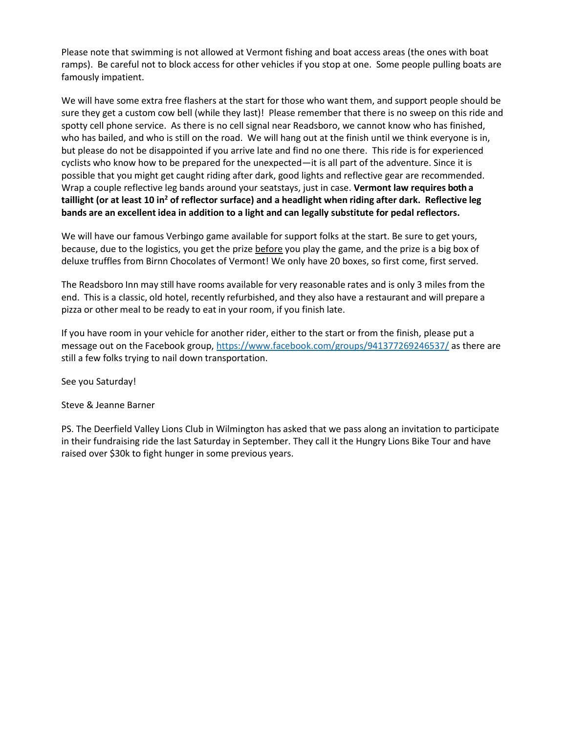Please note that swimming is not allowed at Vermont fishing and boat access areas (the ones with boat ramps). Be careful not to block access for other vehicles if you stop at one. Some people pulling boats are famously impatient.

We will have some extra free flashers at the start for those who want them, and support people should be sure they get a custom cow bell (while they last)! Please remember that there is no sweep on this ride and spotty cell phone service. As there is no cell signal near Readsboro, we cannot know who has finished, who has bailed, and who is still on the road. We will hang out at the finish until we think everyone is in, but please do not be disappointed if you arrive late and find no one there. This ride is for experienced cyclists who know how to be prepared for the unexpected—it is all part of the adventure. Since it is possible that you might get caught riding after dark, good lights and reflective gear are recommended. Wrap a couple reflective leg bands around your seatstays, just in case. **Vermont law requires both a taillight (or at least 10 in$^2$ of reflector surface) and a headlight when riding after dark. Reflective leg bands are an excellent idea in addition to a light and can legally substitute for pedal reflectors.**

We will have our famous Verbingo game available for support folks at the start. Be sure to get yours, because, due to the logistics, you get the prize before you play the game, and the prize is a big box of deluxe truffles from Birnn Chocolates of Vermont! We only have 20 boxes, so first come, first served.

The Readsboro Inn may still have rooms available for very reasonable rates and is only 3 miles from the end. This is a classic, old hotel, recently refurbished, and they also have a restaurant and will prepare a pizza or other meal to be ready to eat in your room, if you finish late.

If you have room in your vehicle for another rider, either to the start or from the finish, please put a message out on the Facebook group, https://www.facebook.com/groups/941377269246537/ as there are still a few folks trying to nail down transportation.

See you Saturday!

Steve & Jeanne Barner

PS. The Deerfield Valley Lions Club in Wilmington has asked that we pass along an invitation to participate in their fundraising ride the last Saturday in September. They call it the Hungry Lions Bike Tour and have raised over $30k to fight hunger in some previous years.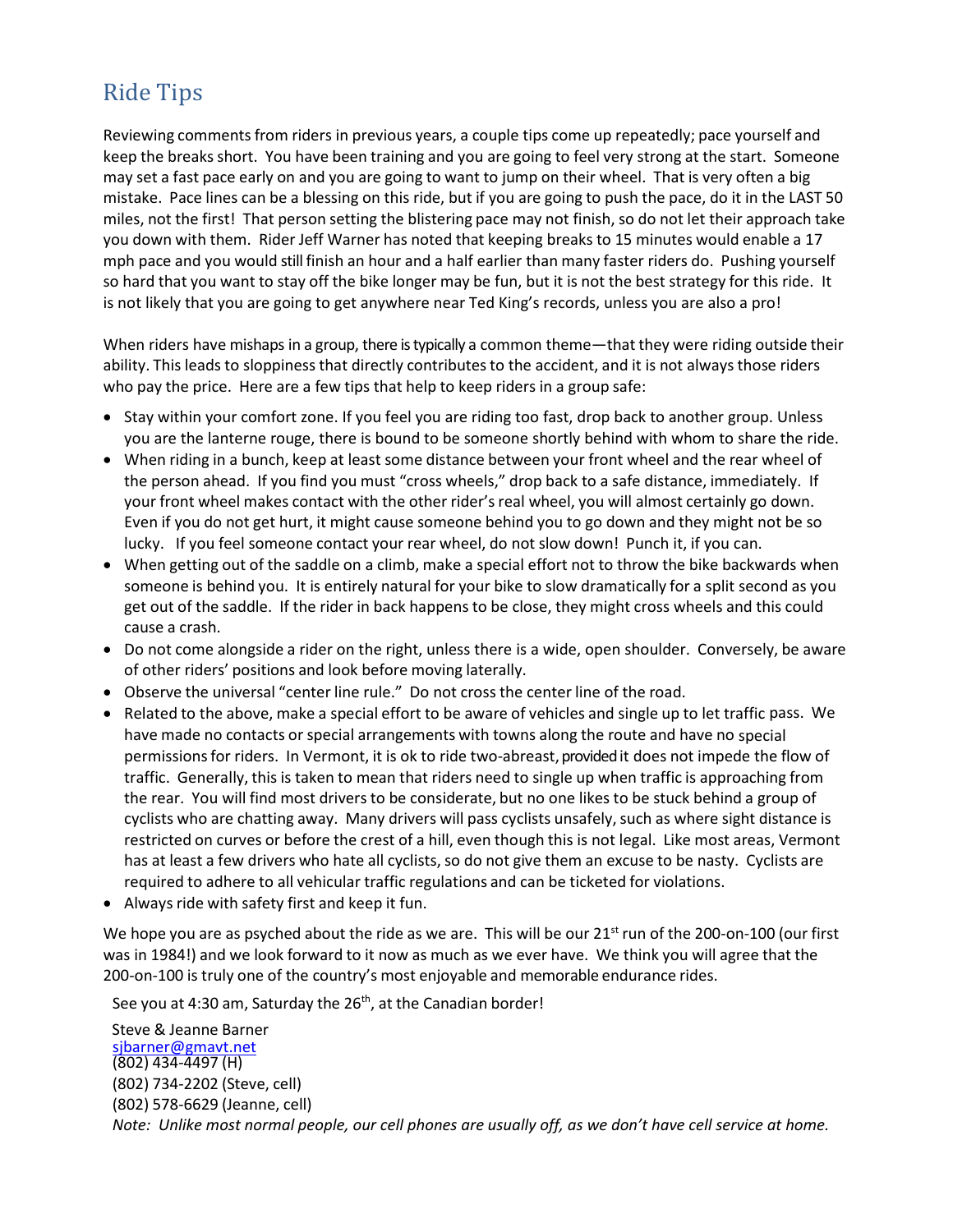# Ride Tips

Reviewing comments from riders in previous years, a couple tips come up repeatedly; pace yourself and keep the breaks short. You have been training and you are going to feel very strong at the start. Someone may set a fast pace early on and you are going to want to jump on their wheel. That is very often a big mistake. Pace lines can be a blessing on this ride, but if you are going to push the pace, do it in the LAST 50 miles, not the first! That person setting the blistering pace may not finish, so do not let their approach take you down with them. Rider Jeff Warner has noted that keeping breaks to 15 minutes would enable a 17 mph pace and you would still finish an hour and a half earlier than many faster riders do. Pushing yourself so hard that you want to stay off the bike longer may be fun, but it is not the best strategy for this ride. It is not likely that you are going to get anywhere near Ted King's records, unless you are also a pro!

When riders have mishaps in a group, there is typically a common theme—that they were riding outside their ability. This leads to sloppiness that directly contributes to the accident, and it is not always those riders who pay the price. Here are a few tips that help to keep riders in a group safe:

- Stay within your comfort zone. If you feel you are riding too fast, drop back to another group. Unless you are the lanterne rouge, there is bound to be someone shortly behind with whom to share the ride.
- When riding in a bunch, keep at least some distance between your front wheel and the rear wheel of the person ahead. If you find you must "cross wheels," drop back to a safe distance, immediately. If your front wheel makes contact with the other rider's real wheel, you will almost certainly go down. Even if you do not get hurt, it might cause someone behind you to go down and they might not be so lucky. If you feel someone contact your rear wheel, do not slow down! Punch it, if you can.
- When getting out of the saddle on a climb, make a special effort not to throw the bike backwards when someone is behind you. It is entirely natural for your bike to slow dramatically for a split second as you get out of the saddle. If the rider in back happens to be close, they might cross wheels and this could cause a crash.
- Do not come alongside a rider on the right, unless there is a wide, open shoulder. Conversely, be aware of other riders' positions and look before moving laterally.
- Observe the universal "center line rule." Do not cross the center line of the road.
- Related to the above, make a special effort to be aware of vehicles and single up to let traffic pass. We have made no contacts or special arrangements with towns along the route and have no special permissions for riders. In Vermont, it is ok to ride two-abreast, provided it does not impede the flow of traffic. Generally, this is taken to mean that riders need to single up when traffic is approaching from the rear. You will find most drivers to be considerate, but no one likes to be stuck behind a group of cyclists who are chatting away. Many drivers will pass cyclists unsafely, such as where sight distance is restricted on curves or before the crest of a hill, even though this is not legal. Like most areas, Vermont has at least a few drivers who hate all cyclists, so do not give them an excuse to be nasty. Cyclists are required to adhere to all vehicular traffic regulations and can be ticketed for violations.
- Always ride with safety first and keep it fun.

We hope you are as psyched about the ride as we are. This will be our 21st run of the 200-on-100 (our first was in 1984!) and we look forward to it now as much as we ever have. We think you will agree that the 200-on-100 is truly one of the country's most enjoyable and memorable endurance rides.

See you at 4:30 am, Saturday the 26th, at the Canadian border!

Steve & Jeanne Barner
sjbarner@gmavt.net
(802) 434-4497 (H)
(802) 734-2202 (Steve, cell)
(802) 578-6629 (Jeanne, cell)
*Note: Unlike most normal people, our cell phones are usually off, as we don't have cell service at home.*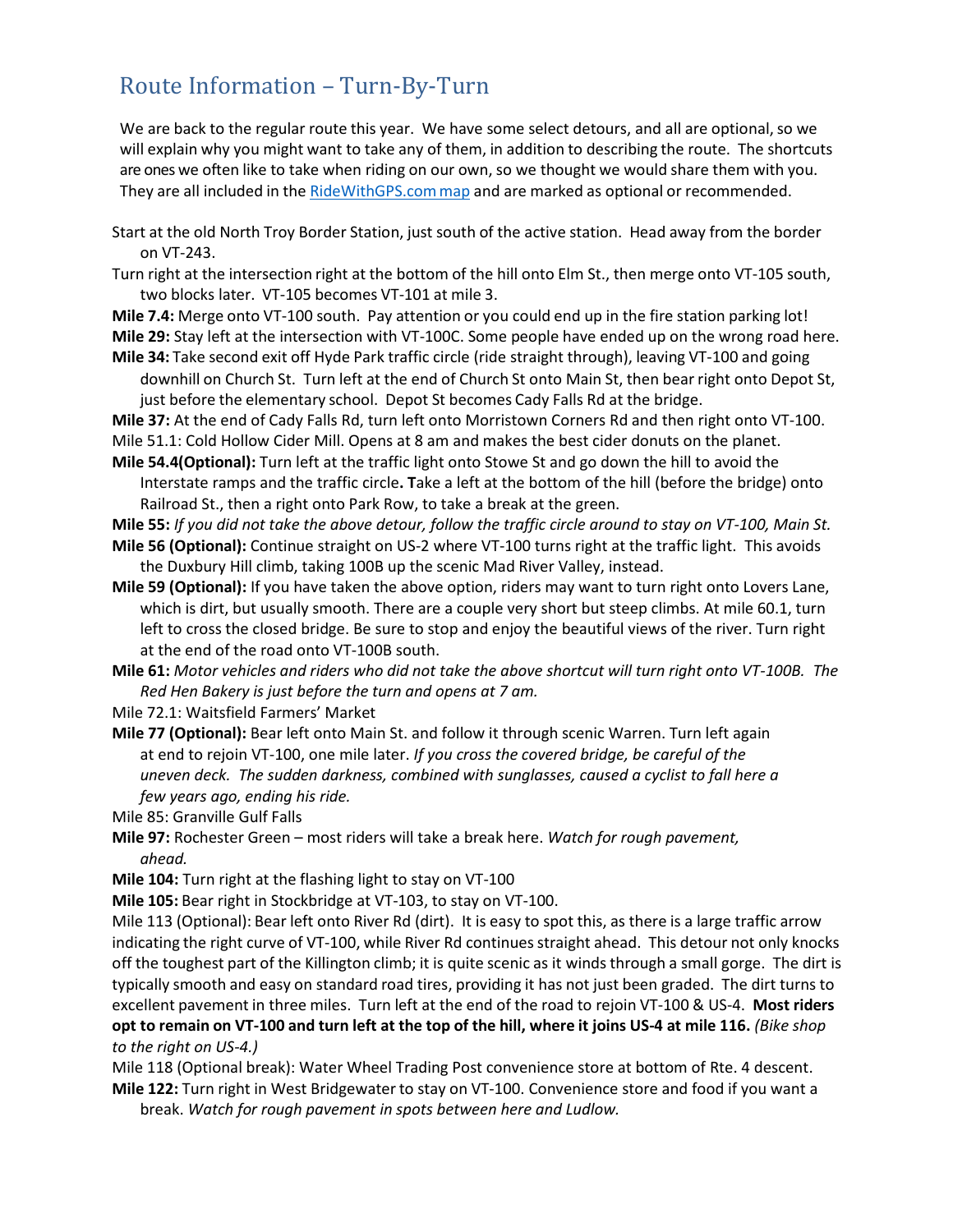## Route Information – Turn-By-Turn

We are back to the regular route this year. We have some select detours, and all are optional, so we will explain why you might want to take any of them, in addition to describing the route. The shortcuts are ones we often like to take when riding on our own, so we thought we would share them with you. They are all included in the RideWithGPS.com map and are marked as optional or recommended.

Start at the old North Troy Border Station, just south of the active station. Head away from the border on VT-243.

Turn right at the intersection right at the bottom of the hill onto Elm St., then merge onto VT-105 south, two blocks later. VT-105 becomes VT-101 at mile 3.

**Mile 7.4:** Merge onto VT-100 south. Pay attention or you could end up in the fire station parking lot!

**Mile 29:** Stay left at the intersection with VT-100C. Some people have ended up on the wrong road here.

**Mile 34:** Take second exit off Hyde Park traffic circle (ride straight through), leaving VT-100 and going downhill on Church St. Turn left at the end of Church St onto Main St, then bear right onto Depot St, just before the elementary school. Depot St becomes Cady Falls Rd at the bridge.

**Mile 37:** At the end of Cady Falls Rd, turn left onto Morristown Corners Rd and then right onto VT-100.

Mile 51.1: Cold Hollow Cider Mill. Opens at 8 am and makes the best cider donuts on the planet.

**Mile 54.4(Optional):** Turn left at the traffic light onto Stowe St and go down the hill to avoid the Interstate ramps and the traffic circle**. T**ake a left at the bottom of the hill (before the bridge) onto Railroad St., then a right onto Park Row, to take a break at the green.

**Mile 55:** *If you did not take the above detour, follow the traffic circle around to stay on VT-100, Main St.*

**Mile 56 (Optional):** Continue straight on US-2 where VT-100 turns right at the traffic light. This avoids the Duxbury Hill climb, taking 100B up the scenic Mad River Valley, instead.

**Mile 59 (Optional):** If you have taken the above option, riders may want to turn right onto Lovers Lane, which is dirt, but usually smooth. There are a couple very short but steep climbs. At mile 60.1, turn left to cross the closed bridge. Be sure to stop and enjoy the beautiful views of the river. Turn right at the end of the road onto VT-100B south.

**Mile 61:** *Motor vehicles and riders who did not take the above shortcut will turn right onto VT-100B. The Red Hen Bakery is just before the turn and opens at 7 am.*

Mile 72.1: Waitsfield Farmers' Market

**Mile 77 (Optional):** Bear left onto Main St. and follow it through scenic Warren. Turn left again at end to rejoin VT-100, one mile later. *If you cross the covered bridge, be careful of the uneven deck. The sudden darkness, combined with sunglasses, caused a cyclist to fall here a few years ago, ending his ride.*

Mile 85: Granville Gulf Falls

**Mile 97:** Rochester Green – most riders will take a break here. *Watch for rough pavement, ahead.*

**Mile 104:** Turn right at the flashing light to stay on VT-100

**Mile 105:** Bear right in Stockbridge at VT-103, to stay on VT-100.

Mile 113 (Optional): Bear left onto River Rd (dirt). It is easy to spot this, as there is a large traffic arrow indicating the right curve of VT-100, while River Rd continues straight ahead. This detour not only knocks off the toughest part of the Killington climb; it is quite scenic as it winds through a small gorge. The dirt is typically smooth and easy on standard road tires, providing it has not just been graded. The dirt turns to excellent pavement in three miles. Turn left at the end of the road to rejoin VT-100 & US-4. **Most riders opt to remain on VT-100 and turn left at the top of the hill, where it joins US-4 at mile 116.** *(Bike shop to the right on US-4.)*

Mile 118 (Optional break): Water Wheel Trading Post convenience store at bottom of Rte. 4 descent.

**Mile 122:** Turn right in West Bridgewater to stay on VT-100. Convenience store and food if you want a break. *Watch for rough pavement in spots between here and Ludlow.*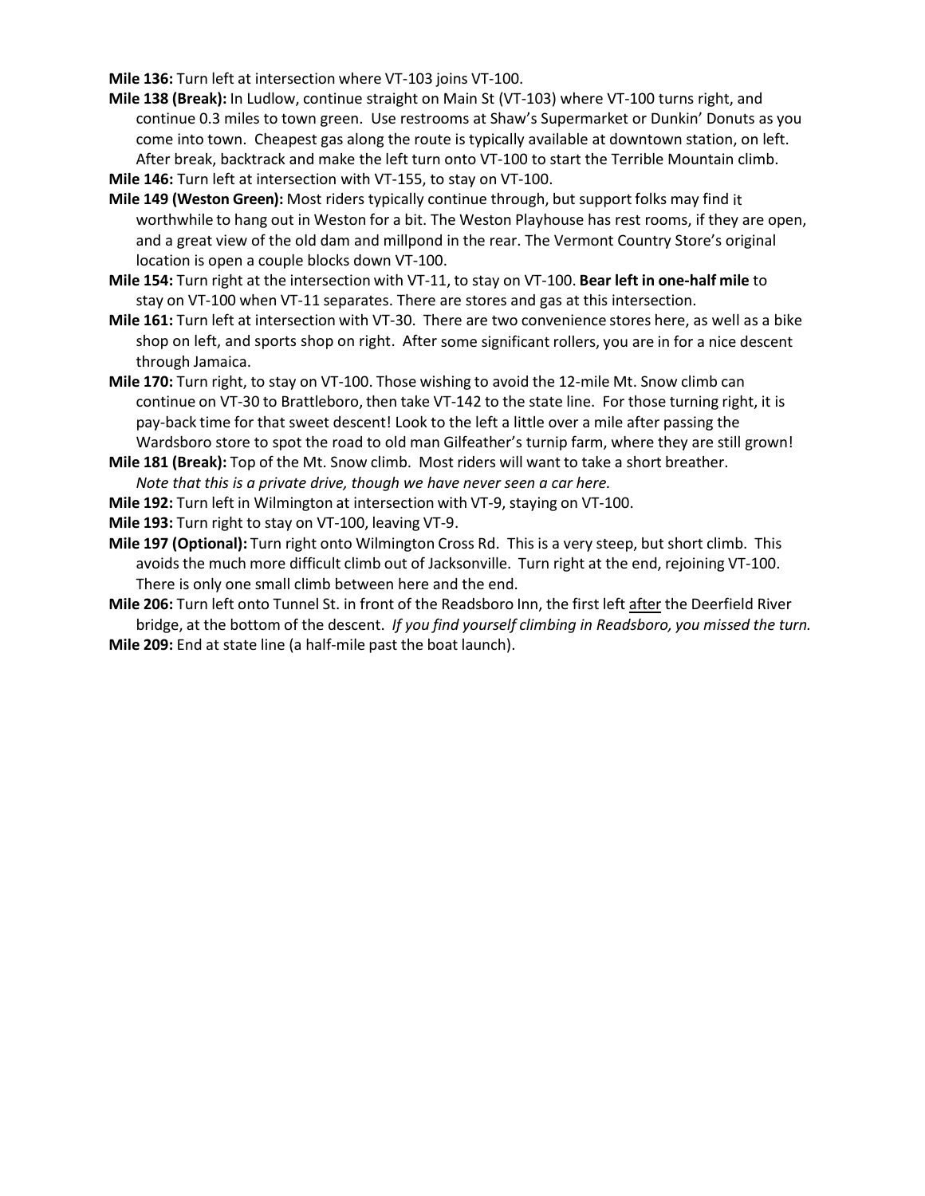**Mile 136:** Turn left at intersection where VT-103 joins VT-100.

**Mile 138 (Break):** In Ludlow, continue straight on Main St (VT-103) where VT-100 turns right, and continue 0.3 miles to town green. Use restrooms at Shaw's Supermarket or Dunkin' Donuts as you come into town. Cheapest gas along the route is typically available at downtown station, on left. After break, backtrack and make the left turn onto VT-100 to start the Terrible Mountain climb.

**Mile 146:** Turn left at intersection with VT-155, to stay on VT-100.

**Mile 149 (Weston Green):** Most riders typically continue through, but support folks may find it worthwhile to hang out in Weston for a bit. The Weston Playhouse has rest rooms, if they are open, and a great view of the old dam and millpond in the rear. The Vermont Country Store's original location is open a couple blocks down VT-100.

**Mile 154:** Turn right at the intersection with VT-11, to stay on VT-100. **Bear left in one-half mile** to stay on VT-100 when VT-11 separates. There are stores and gas at this intersection.

**Mile 161:** Turn left at intersection with VT-30. There are two convenience stores here, as well as a bike shop on left, and sports shop on right. After some significant rollers, you are in for a nice descent through Jamaica.

**Mile 170:** Turn right, to stay on VT-100. Those wishing to avoid the 12-mile Mt. Snow climb can continue on VT-30 to Brattleboro, then take VT-142 to the state line. For those turning right, it is pay-back time for that sweet descent! Look to the left a little over a mile after passing the Wardsboro store to spot the road to old man Gilfeather's turnip farm, where they are still grown!

**Mile 181 (Break):** Top of the Mt. Snow climb. Most riders will want to take a short breather. *Note that this is a private drive, though we have never seen a car here.*

**Mile 192:** Turn left in Wilmington at intersection with VT-9, staying on VT-100.

**Mile 193:** Turn right to stay on VT-100, leaving VT-9.

**Mile 197 (Optional):** Turn right onto Wilmington Cross Rd. This is a very steep, but short climb. This avoids the much more difficult climb out of Jacksonville. Turn right at the end, rejoining VT-100. There is only one small climb between here and the end.

**Mile 206:** Turn left onto Tunnel St. in front of the Readsboro Inn, the first left after the Deerfield River bridge, at the bottom of the descent. *If you find yourself climbing in Readsboro, you missed the turn.*

**Mile 209:** End at state line (a half-mile past the boat launch).